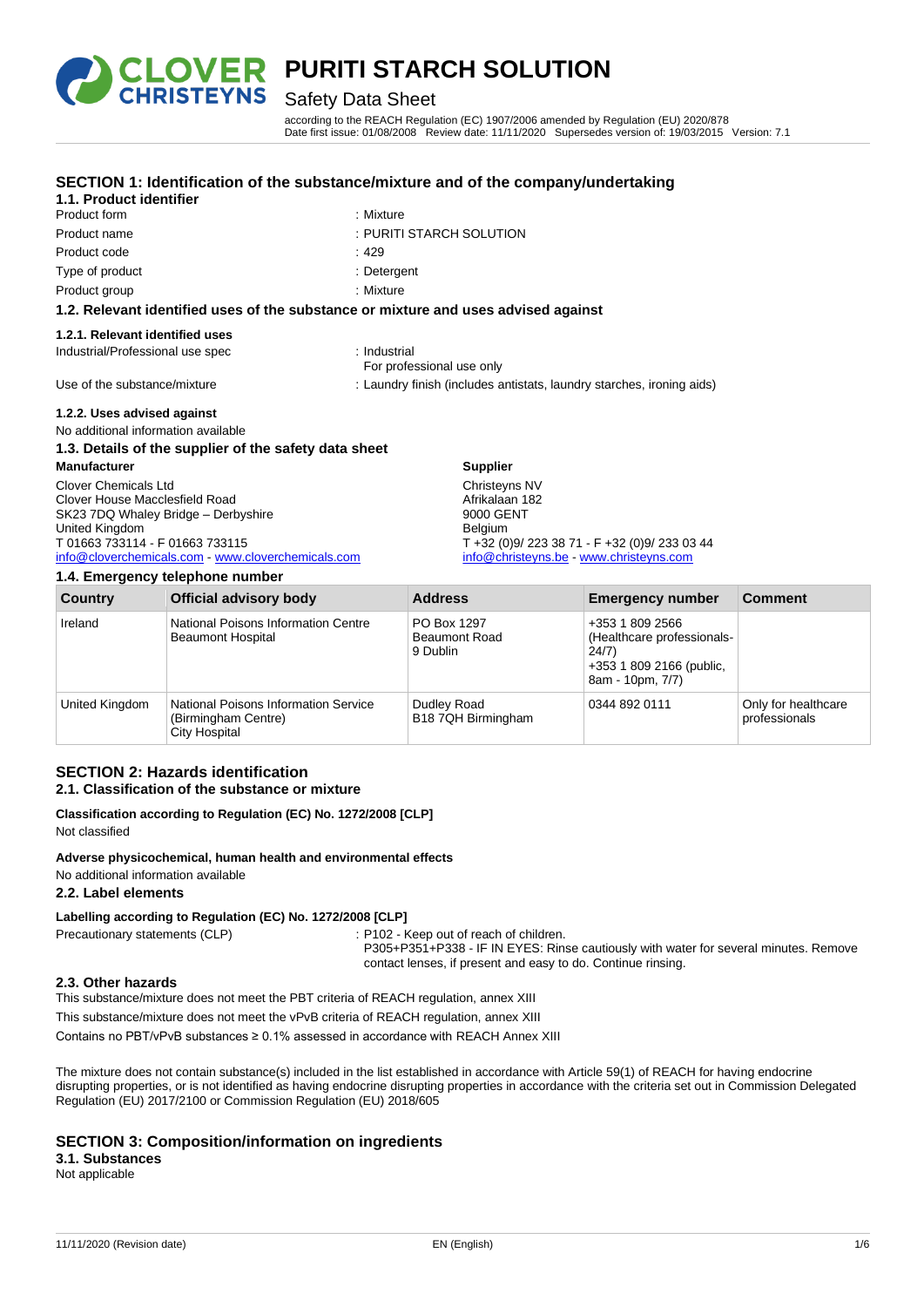# PURITI STARCH SOLUTION

Safety Data Sheet

according to the REACH Regulation (EC) 1907/2006 amended by Regulation (EU) 2020/878
Date first issue: 01/08/2008 Review date: 11/11/2020 Supersedes version of: 19/03/2015 Version: 7.1

## SECTION 1: Identification of the substance/mixture and of the company/undertaking

### 1.1. Product identifier

| | |
|---|---|
| Product form | : Mixture |
| Product name | : PURITI STARCH SOLUTION |
| Product code | : 429 |
| Type of product | : Detergent |
| Product group | : Mixture |

### 1.2. Relevant identified uses of the substance or mixture and uses advised against

#### 1.2.1. Relevant identified uses

| | |
|---|---|
| Industrial/Professional use spec | : Industrial<br>For professional use only |
| Use of the substance/mixture | : Laundry finish (includes antistats, laundry starches, ironing aids) |

#### 1.2.2. Uses advised against

No additional information available

### 1.3. Details of the supplier of the safety data sheet

**Manufacturer**

Clover Chemicals Ltd
Clover House Macclesfield Road
SK23 7DQ Whaley Bridge – Derbyshire
United Kingdom
T 01663 733114 - F 01663 733115
info@cloverchemicals.com - www.cloverchemicals.com

**Supplier**

Christeyns NV
Afrikalaan 182
9000 GENT
Belgium
T +32 (0)9/ 223 38 71 - F +32 (0)9/ 233 03 44
info@christeyns.be - www.christeyns.com

### 1.4. Emergency telephone number

| Country | Official advisory body | Address | Emergency number | Comment |
|---|---|---|---|---|
| Ireland | National Poisons Information Centre<br>Beaumont Hospital | PO Box 1297<br>Beaumont Road<br>9 Dublin | +353 1 809 2566 (Healthcare professionals-24/7)<br>+353 1 809 2166 (public, 8am - 10pm, 7/7) | |
| United Kingdom | National Poisons Information Service (Birmingham Centre)<br>City Hospital | Dudley Road<br>B18 7QH Birmingham | 0344 892 0111 | Only for healthcare professionals |

## SECTION 2: Hazards identification

### 2.1. Classification of the substance or mixture

**Classification according to Regulation (EC) No. 1272/2008 [CLP]**

Not classified

**Adverse physicochemical, human health and environmental effects**

No additional information available

### 2.2. Label elements

**Labelling according to Regulation (EC) No. 1272/2008 [CLP]**

Precautionary statements (CLP) : P102 - Keep out of reach of children.
P305+P351+P338 - IF IN EYES: Rinse cautiously with water for several minutes. Remove contact lenses, if present and easy to do. Continue rinsing.

### 2.3. Other hazards

This substance/mixture does not meet the PBT criteria of REACH regulation, annex XIII

This substance/mixture does not meet the vPvB criteria of REACH regulation, annex XIII

Contains no PBT/vPvB substances ≥ 0.1% assessed in accordance with REACH Annex XIII

The mixture does not contain substance(s) included in the list established in accordance with Article 59(1) of REACH for having endocrine disrupting properties, or is not identified as having endocrine disrupting properties in accordance with the criteria set out in Commission Delegated Regulation (EU) 2017/2100 or Commission Regulation (EU) 2018/605

## SECTION 3: Composition/information on ingredients

### 3.1. Substances

Not applicable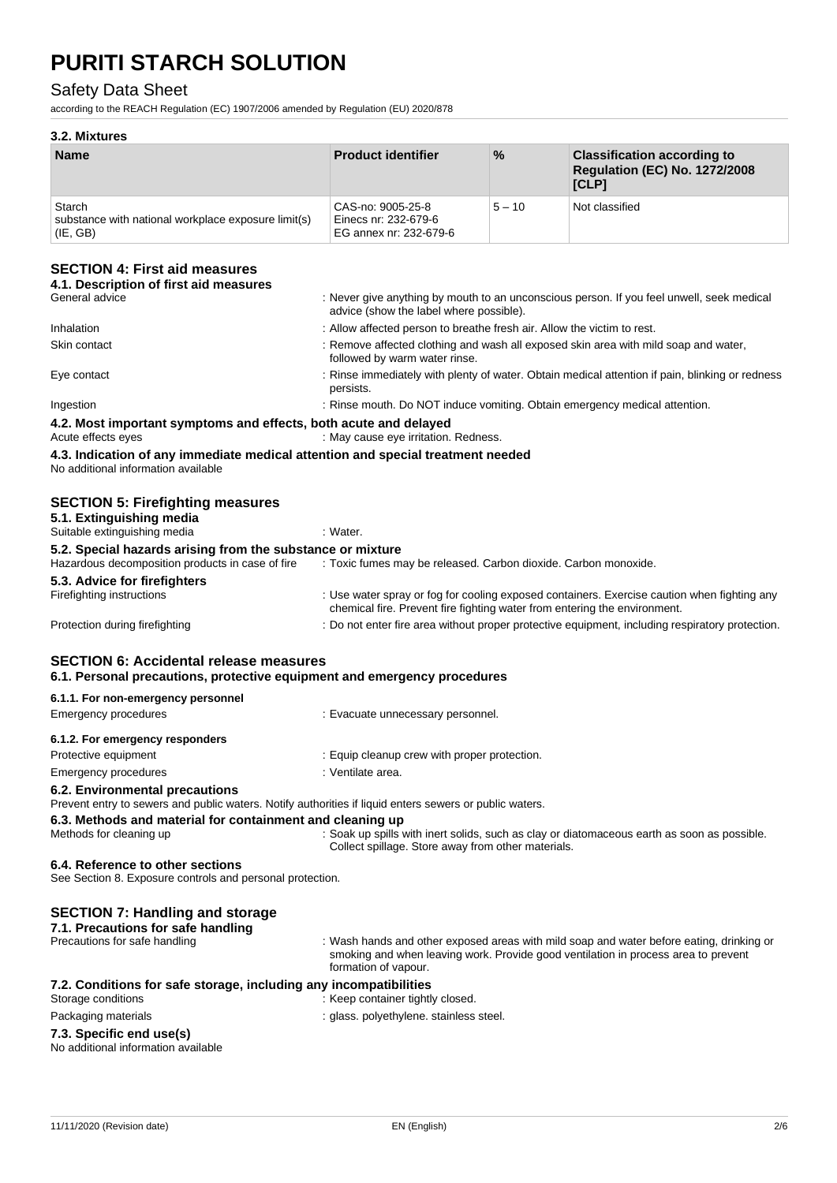### 3.2. Mixtures

| Name | Product identifier | % | Classification according to Regulation (EC) No. 1272/2008 [CLP] |
|---|---|---|---|
| Starch<br>substance with national workplace exposure limit(s) (IE, GB) | CAS-no: 9005-25-8<br>Einecs nr: 232-679-6<br>EG annex nr: 232-679-6 | 5 – 10 | Not classified |

## SECTION 4: First aid measures

### 4.1. Description of first aid measures

General advice : Never give anything by mouth to an unconscious person. If you feel unwell, seek medical advice (show the label where possible).

Inhalation : Allow affected person to breathe fresh air. Allow the victim to rest.

Skin contact : Remove affected clothing and wash all exposed skin area with mild soap and water, followed by warm water rinse.

Eye contact : Rinse immediately with plenty of water. Obtain medical attention if pain, blinking or redness persists.

Ingestion : Rinse mouth. Do NOT induce vomiting. Obtain emergency medical attention.

### 4.2. Most important symptoms and effects, both acute and delayed

Acute effects eyes : May cause eye irritation. Redness.

### 4.3. Indication of any immediate medical attention and special treatment needed

No additional information available

## SECTION 5: Firefighting measures

### 5.1. Extinguishing media

Suitable extinguishing media : Water.

### 5.2. Special hazards arising from the substance or mixture

Hazardous decomposition products in case of fire : Toxic fumes may be released. Carbon dioxide. Carbon monoxide.

### 5.3. Advice for firefighters

Firefighting instructions : Use water spray or fog for cooling exposed containers. Exercise caution when fighting any chemical fire. Prevent fire fighting water from entering the environment.

Protection during firefighting : Do not enter fire area without proper protective equipment, including respiratory protection.

## SECTION 6: Accidental release measures

### 6.1. Personal precautions, protective equipment and emergency procedures

#### 6.1.1. For non-emergency personnel

Emergency procedures : Evacuate unnecessary personnel.

#### 6.1.2. For emergency responders

Protective equipment : Equip cleanup crew with proper protection.

Emergency procedures : Ventilate area.

### 6.2. Environmental precautions

Prevent entry to sewers and public waters. Notify authorities if liquid enters sewers or public waters.

### 6.3. Methods and material for containment and cleaning up

Methods for cleaning up : Soak up spills with inert solids, such as clay or diatomaceous earth as soon as possible. Collect spillage. Store away from other materials.

### 6.4. Reference to other sections

See Section 8. Exposure controls and personal protection.

## SECTION 7: Handling and storage

### 7.1. Precautions for safe handling

Precautions for safe handling : Wash hands and other exposed areas with mild soap and water before eating, drinking or smoking and when leaving work. Provide good ventilation in process area to prevent formation of vapour.

### 7.2. Conditions for safe storage, including any incompatibilities

Storage conditions : Keep container tightly closed.

Packaging materials : glass. polyethylene. stainless steel.

### 7.3. Specific end use(s)

No additional information available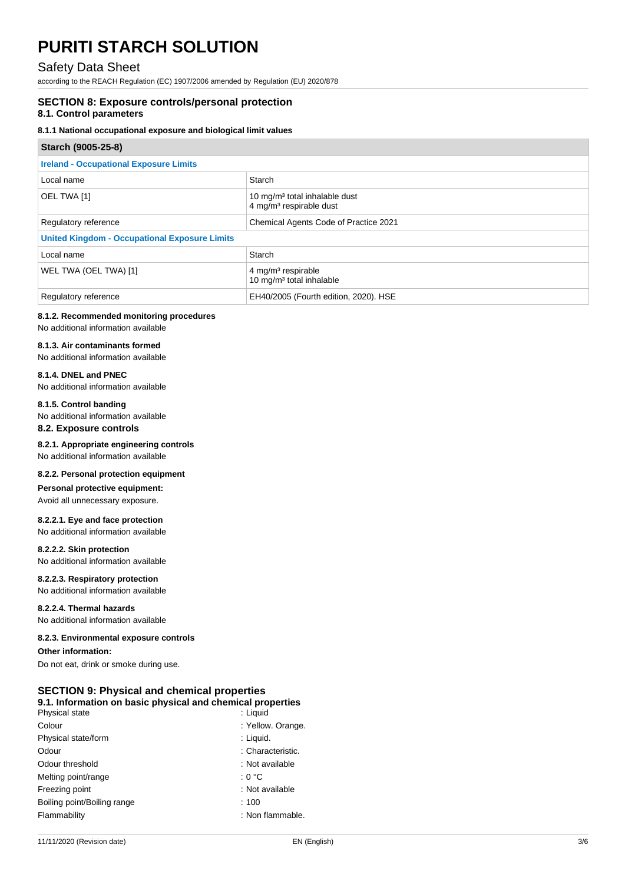# PURITI STARCH SOLUTION

## Safety Data Sheet

according to the REACH Regulation (EC) 1907/2006 amended by Regulation (EU) 2020/878

## SECTION 8: Exposure controls/personal protection

### 8.1. Control parameters

#### 8.1.1 National occupational exposure and biological limit values

| Starch (9005-25-8) | |
|---|---|
| **Ireland - Occupational Exposure Limits** | |
| Local name | Starch |
| OEL TWA [1] | 10 mg/m³ total inhalable dust<br>4 mg/m³ respirable dust |
| Regulatory reference | Chemical Agents Code of Practice 2021 |
| **United Kingdom - Occupational Exposure Limits** | |
| Local name | Starch |
| WEL TWA (OEL TWA) [1] | 4 mg/m³ respirable<br>10 mg/m³ total inhalable |
| Regulatory reference | EH40/2005 (Fourth edition, 2020). HSE |

#### 8.1.2. Recommended monitoring procedures

No additional information available

#### 8.1.3. Air contaminants formed

No additional information available

#### 8.1.4. DNEL and PNEC

No additional information available

#### 8.1.5. Control banding

No additional information available

### 8.2. Exposure controls

#### 8.2.1. Appropriate engineering controls

No additional information available

#### 8.2.2. Personal protection equipment

**Personal protective equipment:**

Avoid all unnecessary exposure.

#### 8.2.2.1. Eye and face protection

No additional information available

#### 8.2.2.2. Skin protection

No additional information available

#### 8.2.2.3. Respiratory protection

No additional information available

#### 8.2.2.4. Thermal hazards

No additional information available

#### 8.2.3. Environmental exposure controls

**Other information:**

Do not eat, drink or smoke during use.

## SECTION 9: Physical and chemical properties

### 9.1. Information on basic physical and chemical properties

| | |
|---|---|
| Physical state | : Liquid |
| Colour | : Yellow. Orange. |
| Physical state/form | : Liquid. |
| Odour | : Characteristic. |
| Odour threshold | : Not available |
| Melting point/range | : 0 °C |
| Freezing point | : Not available |
| Boiling point/Boiling range | : 100 |
| Flammability | : Non flammable. |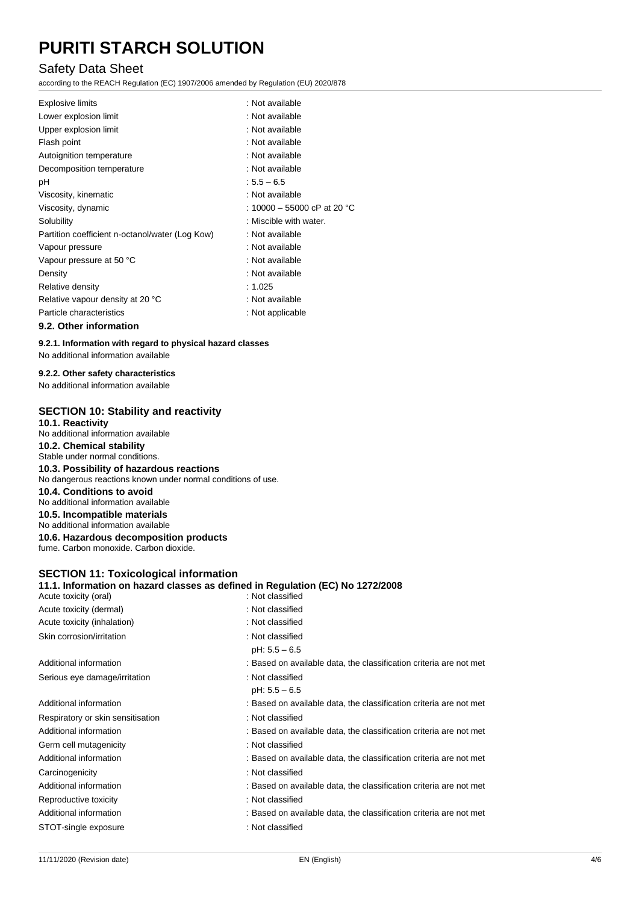| | |
|---|---|
| Explosive limits | : Not available |
| Lower explosion limit | : Not available |
| Upper explosion limit | : Not available |
| Flash point | : Not available |
| Autoignition temperature | : Not available |
| Decomposition temperature | : Not available |
| pH | : 5.5 – 6.5 |
| Viscosity, kinematic | : Not available |
| Viscosity, dynamic | : 10000 – 55000 cP at 20 °C |
| Solubility | : Miscible with water. |
| Partition coefficient n-octanol/water (Log Kow) | : Not available |
| Vapour pressure | : Not available |
| Vapour pressure at 50 °C | : Not available |
| Density | : Not available |
| Relative density | : 1.025 |
| Relative vapour density at 20 °C | : Not available |
| Particle characteristics | : Not applicable |

### 9.2. Other information

#### 9.2.1. Information with regard to physical hazard classes

No additional information available

#### 9.2.2. Other safety characteristics

No additional information available

## SECTION 10: Stability and reactivity

### 10.1. Reactivity

No additional information available

### 10.2. Chemical stability

Stable under normal conditions.

### 10.3. Possibility of hazardous reactions

No dangerous reactions known under normal conditions of use.

### 10.4. Conditions to avoid

No additional information available

### 10.5. Incompatible materials

No additional information available

### 10.6. Hazardous decomposition products

fume. Carbon monoxide. Carbon dioxide.

## SECTION 11: Toxicological information

### 11.1. Information on hazard classes as defined in Regulation (EC) No 1272/2008

| | |
|---|---|
| Acute toxicity (oral) | : Not classified |
| Acute toxicity (dermal) | : Not classified |
| Acute toxicity (inhalation) | : Not classified |
| Skin corrosion/irritation | : Not classified<br>pH: 5.5 – 6.5 |
| Additional information | : Based on available data, the classification criteria are not met |
| Serious eye damage/irritation | : Not classified<br>pH: 5.5 – 6.5 |
| Additional information | : Based on available data, the classification criteria are not met |
| Respiratory or skin sensitisation | : Not classified |
| Additional information | : Based on available data, the classification criteria are not met |
| Germ cell mutagenicity | : Not classified |
| Additional information | : Based on available data, the classification criteria are not met |
| Carcinogenicity | : Not classified |
| Additional information | : Based on available data, the classification criteria are not met |
| Reproductive toxicity | : Not classified |
| Additional information | : Based on available data, the classification criteria are not met |
| STOT-single exposure | : Not classified |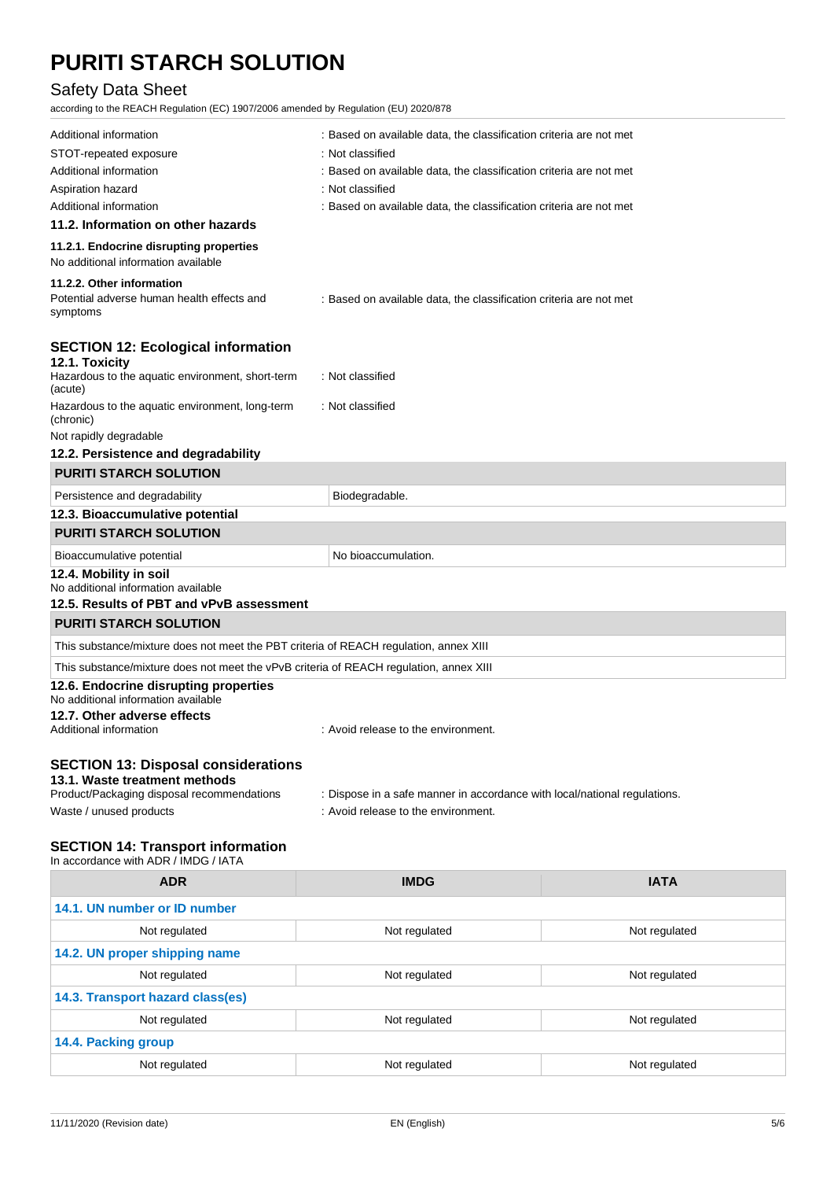| | |
|---|---|
| Additional information | : Based on available data, the classification criteria are not met |
| STOT-repeated exposure | : Not classified |
| Additional information | : Based on available data, the classification criteria are not met |
| Aspiration hazard | : Not classified |
| Additional information | : Based on available data, the classification criteria are not met |

### 11.2. Information on other hazards

#### 11.2.1. Endocrine disrupting properties

No additional information available

#### 11.2.2. Other information

| | |
|---|---|
| Potential adverse human health effects and symptoms | : Based on available data, the classification criteria are not met |

## SECTION 12: Ecological information

### 12.1. Toxicity

| | |
|---|---|
| Hazardous to the aquatic environment, short-term (acute) | : Not classified |
| Hazardous to the aquatic environment, long-term (chronic) | : Not classified |

Not rapidly degradable

### 12.2. Persistence and degradability

| PURITI STARCH SOLUTION | |
|---|---|
| Persistence and degradability | Biodegradable. |

### 12.3. Bioaccumulative potential

| PURITI STARCH SOLUTION | |
|---|---|
| Bioaccumulative potential | No bioaccumulation. |

### 12.4. Mobility in soil

No additional information available

### 12.5. Results of PBT and vPvB assessment

| PURITI STARCH SOLUTION |
|---|
| This substance/mixture does not meet the PBT criteria of REACH regulation, annex XIII |
| This substance/mixture does not meet the vPvB criteria of REACH regulation, annex XIII |

### 12.6. Endocrine disrupting properties

No additional information available

### 12.7. Other adverse effects

| | |
|---|---|
| Additional information | : Avoid release to the environment. |

## SECTION 13: Disposal considerations

### 13.1. Waste treatment methods

| | |
|---|---|
| Product/Packaging disposal recommendations | : Dispose in a safe manner in accordance with local/national regulations. |
| Waste / unused products | : Avoid release to the environment. |

## SECTION 14: Transport information

In accordance with ADR / IMDG / IATA

| ADR | IMDG | IATA |
|---|---|---|
| **14.1. UN number or ID number** | | |
| Not regulated | Not regulated | Not regulated |
| **14.2. UN proper shipping name** | | |
| Not regulated | Not regulated | Not regulated |
| **14.3. Transport hazard class(es)** | | |
| Not regulated | Not regulated | Not regulated |
| **14.4. Packing group** | | |
| Not regulated | Not regulated | Not regulated |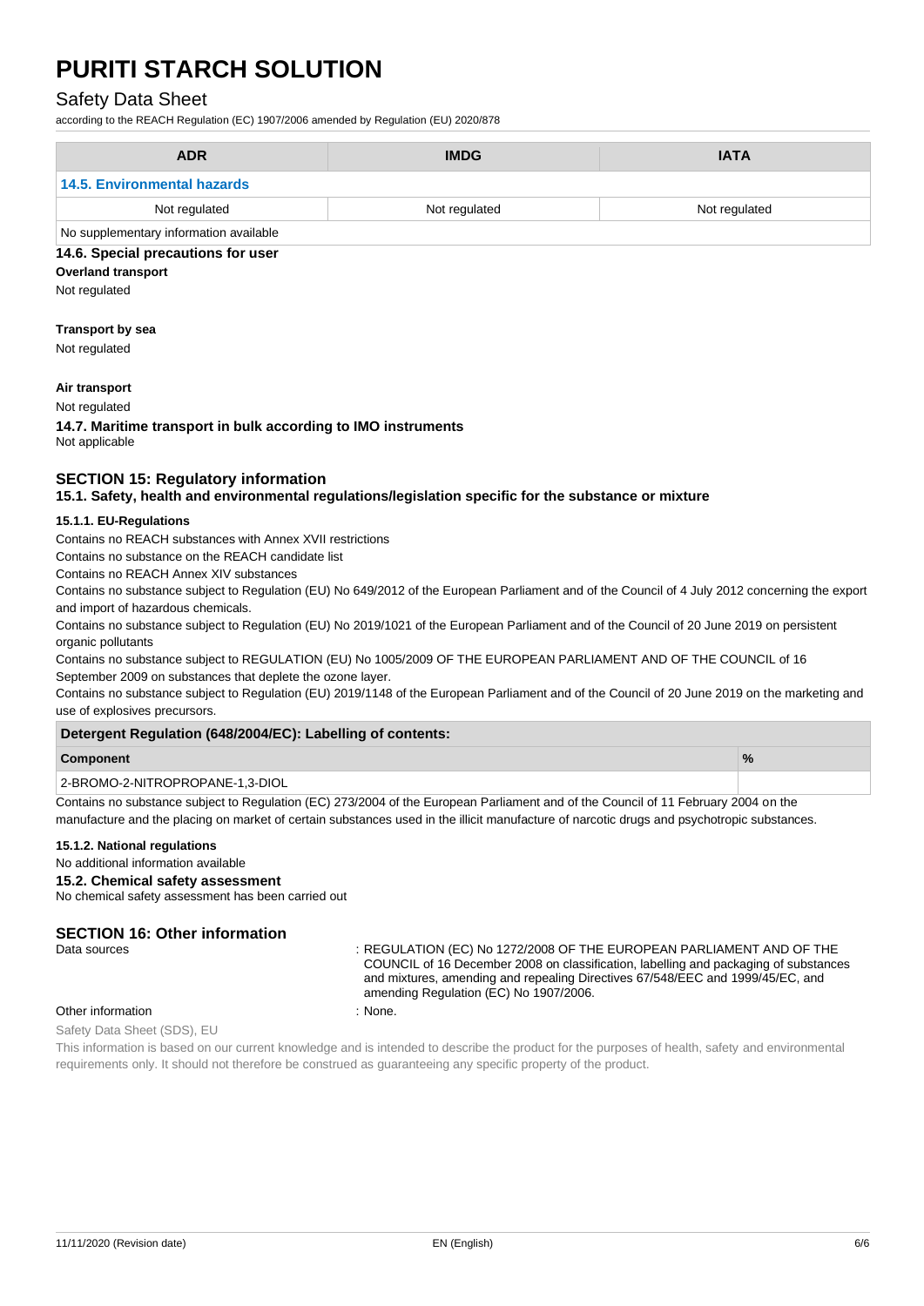# PURITI STARCH SOLUTION

## Safety Data Sheet

according to the REACH Regulation (EC) 1907/2006 amended by Regulation (EU) 2020/878

| ADR | IMDG | IATA |
|---|---|---|
| **14.5. Environmental hazards** | | |
| Not regulated | Not regulated | Not regulated |
| No supplementary information available | | |

### 14.6. Special precautions for user

**Overland transport**

Not regulated

**Transport by sea**

Not regulated

**Air transport**

Not regulated

### 14.7. Maritime transport in bulk according to IMO instruments

Not applicable

## SECTION 15: Regulatory information

### 15.1. Safety, health and environmental regulations/legislation specific for the substance or mixture

#### 15.1.1. EU-Regulations

Contains no REACH substances with Annex XVII restrictions

Contains no substance on the REACH candidate list

Contains no REACH Annex XIV substances

Contains no substance subject to Regulation (EU) No 649/2012 of the European Parliament and of the Council of 4 July 2012 concerning the export and import of hazardous chemicals.

Contains no substance subject to Regulation (EU) No 2019/1021 of the European Parliament and of the Council of 20 June 2019 on persistent organic pollutants

Contains no substance subject to REGULATION (EU) No 1005/2009 OF THE EUROPEAN PARLIAMENT AND OF THE COUNCIL of 16 September 2009 on substances that deplete the ozone layer.

Contains no substance subject to Regulation (EU) 2019/1148 of the European Parliament and of the Council of 20 June 2019 on the marketing and use of explosives precursors.

| Detergent Regulation (648/2004/EC): Labelling of contents: | |
|---|---|
| **Component** | **%** |
| 2-BROMO-2-NITROPROPANE-1,3-DIOL | |

Contains no substance subject to Regulation (EC) 273/2004 of the European Parliament and of the Council of 11 February 2004 on the manufacture and the placing on market of certain substances used in the illicit manufacture of narcotic drugs and psychotropic substances.

#### 15.1.2. National regulations

No additional information available

### 15.2. Chemical safety assessment

No chemical safety assessment has been carried out

## SECTION 16: Other information

Data sources : REGULATION (EC) No 1272/2008 OF THE EUROPEAN PARLIAMENT AND OF THE COUNCIL of 16 December 2008 on classification, labelling and packaging of substances and mixtures, amending and repealing Directives 67/548/EEC and 1999/45/EC, and amending Regulation (EC) No 1907/2006.

Other information : None.

Safety Data Sheet (SDS), EU

This information is based on our current knowledge and is intended to describe the product for the purposes of health, safety and environmental requirements only. It should not therefore be construed as guaranteeing any specific property of the product.